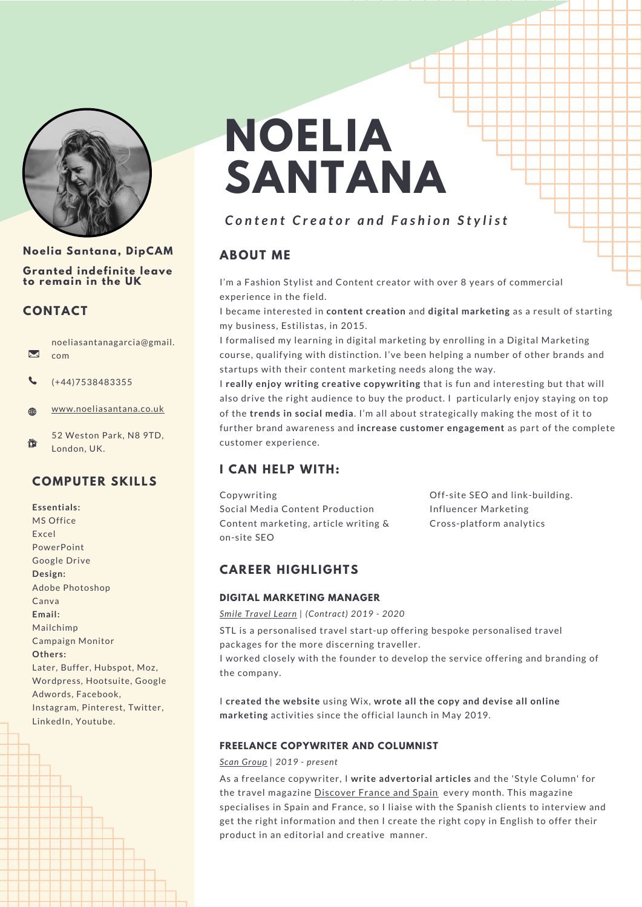# NOELIA SANTANA

***Content Creator and Fashion Stylist***

**Noelia Santana, DipCAM**

**Granted indefinite leave to remain in the UK**

## CONTACT

noeliasantanagarcia@gmail.com

(+44)7538483355

www.noeliasantana.co.uk

52 Weston Park, N8 9TD, London, UK.

## COMPUTER SKILLS

**Essentials:**
MS Office
Excel
PowerPoint
Google Drive

**Design:**
Adobe Photoshop
Canva

**Email:**
Mailchimp
Campaign Monitor

**Others:**
Later, Buffer, Hubspot, Moz, Wordpress, Hootsuite, Google Adwords, Facebook, Instagram, Pinterest, Twitter, LinkedIn, Youtube.

## ABOUT ME

I'm a Fashion Stylist and Content creator with over 8 years of commercial experience in the field.

I became interested in **content creation** and **digital marketing** as a result of starting my business, Estilistas, in 2015.

I formalised my learning in digital marketing by enrolling in a Digital Marketing course, qualifying with distinction. I've been helping a number of other brands and startups with their content marketing needs along the way.

I **really enjoy writing creative copywriting** that is fun and interesting but that will also drive the right audience to buy the product. I particularly enjoy staying on top of the **trends in social media**. I'm all about strategically making the most of it to further brand awareness and **increase customer engagement** as part of the complete customer experience.

## I CAN HELP WITH:

Copywriting
Social Media Content Production
Content marketing, article writing & on-site SEO
Off-site SEO and link-building.
Influencer Marketing
Cross-platform analytics

## CAREER HIGHLIGHTS

### DIGITAL MARKETING MANAGER

*Smile Travel Learn | (Contract) 2019 - 2020*

STL is a personalised travel start-up offering bespoke personalised travel packages for the more discerning traveller.

I worked closely with the founder to develop the service offering and branding of the company.

I **created the website** using Wix, **wrote all the copy and devise all online marketing** activities since the official launch in May 2019.

### FREELANCE COPYWRITER AND COLUMNIST

*Scan Group | 2019 - present*

As a freelance copywriter, I **write advertorial articles** and the 'Style Column' for the travel magazine Discover France and Spain every month. This magazine specialises in Spain and France, so I liaise with the Spanish clients to interview and get the right information and then I create the right copy in English to offer their product in an editorial and creative manner.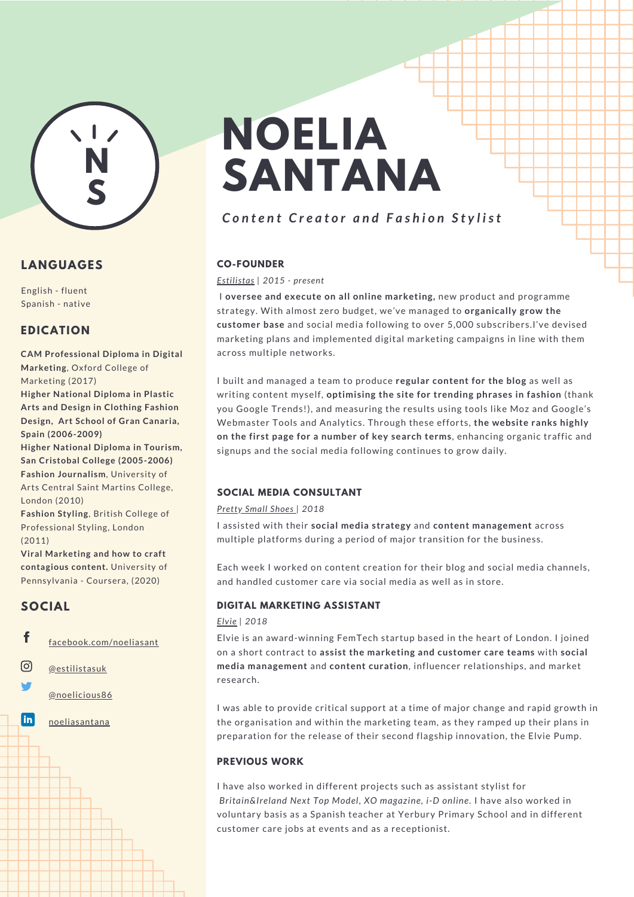# NOELIA SANTANA

*Content Creator and Fashion Stylist*

## LANGUAGES

English - fluent
Spanish - native

## EDICATION

**CAM Professional Diploma in Digital Marketing**, Oxford College of Marketing (2017)
**Higher National Diploma in Plastic Arts and Design in Clothing Fashion Design, Art School of Gran Canaria, Spain (2006-2009)**
**Higher National Diploma in Tourism, San Cristobal College (2005-2006)**
**Fashion Journalism**, University of Arts Central Saint Martins College, London (2010)
**Fashion Styling**, British College of Professional Styling, London (2011)
**Viral Marketing and how to craft contagious content.** University of Pennsylvania - Coursera, (2020)

## SOCIAL

facebook.com/noeliasant
@estilistasuk
@noelicious86
noeliasantana

## CO-FOUNDER

*Estilistas | 2015 - present*

I **oversee and execute on all online marketing,** new product and programme strategy. With almost zero budget, we've managed to **organically grow the customer base** and social media following to over 5,000 subscribers.I've devised marketing plans and implemented digital marketing campaigns in line with them across multiple networks.

I built and managed a team to produce **regular content for the blog** as well as writing content myself, **optimising the site for trending phrases in fashion** (thank you Google Trends!), and measuring the results using tools like Moz and Google's Webmaster Tools and Analytics. Through these efforts, **the website ranks highly on the first page for a number of key search terms**, enhancing organic traffic and signups and the social media following continues to grow daily.

## SOCIAL MEDIA CONSULTANT

*Pretty Small Shoes | 2018*

I assisted with their **social media strategy** and **content management** across multiple platforms during a period of major transition for the business.

Each week I worked on content creation for their blog and social media channels, and handled customer care via social media as well as in store.

## DIGITAL MARKETING ASSISTANT

*Elvie | 2018*

Elvie is an award-winning FemTech startup based in the heart of London. I joined on a short contract to **assist the marketing and customer care teams** with **social media management** and **content curation**, influencer relationships, and market research.

I was able to provide critical support at a time of major change and rapid growth in the organisation and within the marketing team, as they ramped up their plans in preparation for the release of their second flagship innovation, the Elvie Pump.

## PREVIOUS WORK

I have also worked in different projects such as assistant stylist for *Britain&Ireland Next Top Model, XO magazine, i-D online.* I have also worked in voluntary basis as a Spanish teacher at Yerbury Primary School and in different customer care jobs at events and as a receptionist.